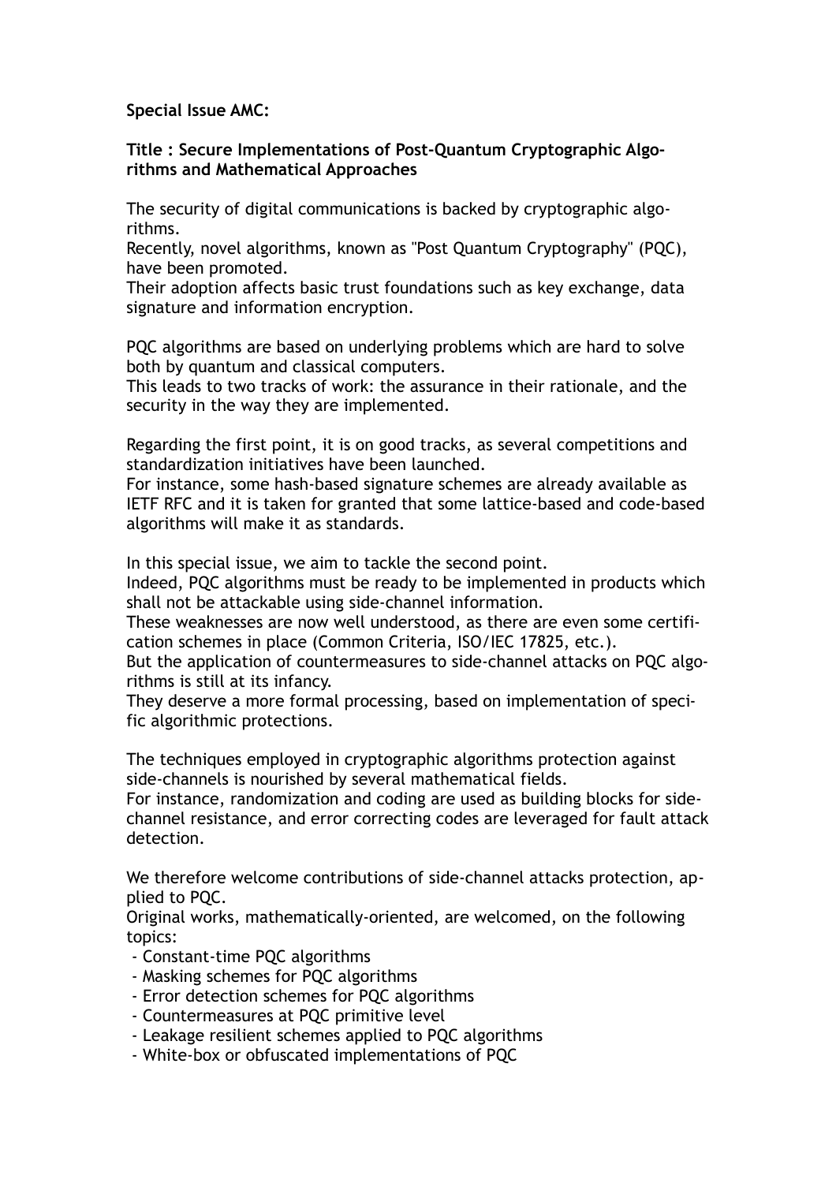**Special Issue AMC:**

**Title : Secure Implementations of Post-Quantum Cryptographic Algorithms and Mathematical Approaches**

The security of digital communications is backed by cryptographic algorithms.
Recently, novel algorithms, known as "Post Quantum Cryptography" (PQC), have been promoted.
Their adoption affects basic trust foundations such as key exchange, data signature and information encryption.

PQC algorithms are based on underlying problems which are hard to solve both by quantum and classical computers.
This leads to two tracks of work: the assurance in their rationale, and the security in the way they are implemented.

Regarding the first point, it is on good tracks, as several competitions and standardization initiatives have been launched.
For instance, some hash-based signature schemes are already available as IETF RFC and it is taken for granted that some lattice-based and code-based algorithms will make it as standards.

In this special issue, we aim to tackle the second point.
Indeed, PQC algorithms must be ready to be implemented in products which shall not be attackable using side-channel information.
These weaknesses are now well understood, as there are even some certification schemes in place (Common Criteria, ISO/IEC 17825, etc.).
But the application of countermeasures to side-channel attacks on PQC algorithms is still at its infancy.
They deserve a more formal processing, based on implementation of specific algorithmic protections.

The techniques employed in cryptographic algorithms protection against side-channels is nourished by several mathematical fields.
For instance, randomization and coding are used as building blocks for side-channel resistance, and error correcting codes are leveraged for fault attack detection.

We therefore welcome contributions of side-channel attacks protection, applied to PQC.
Original works, mathematically-oriented, are welcomed, on the following topics:

- Constant-time PQC algorithms
- Masking schemes for PQC algorithms
- Error detection schemes for PQC algorithms
- Countermeasures at PQC primitive level
- Leakage resilient schemes applied to PQC algorithms
- White-box or obfuscated implementations of PQC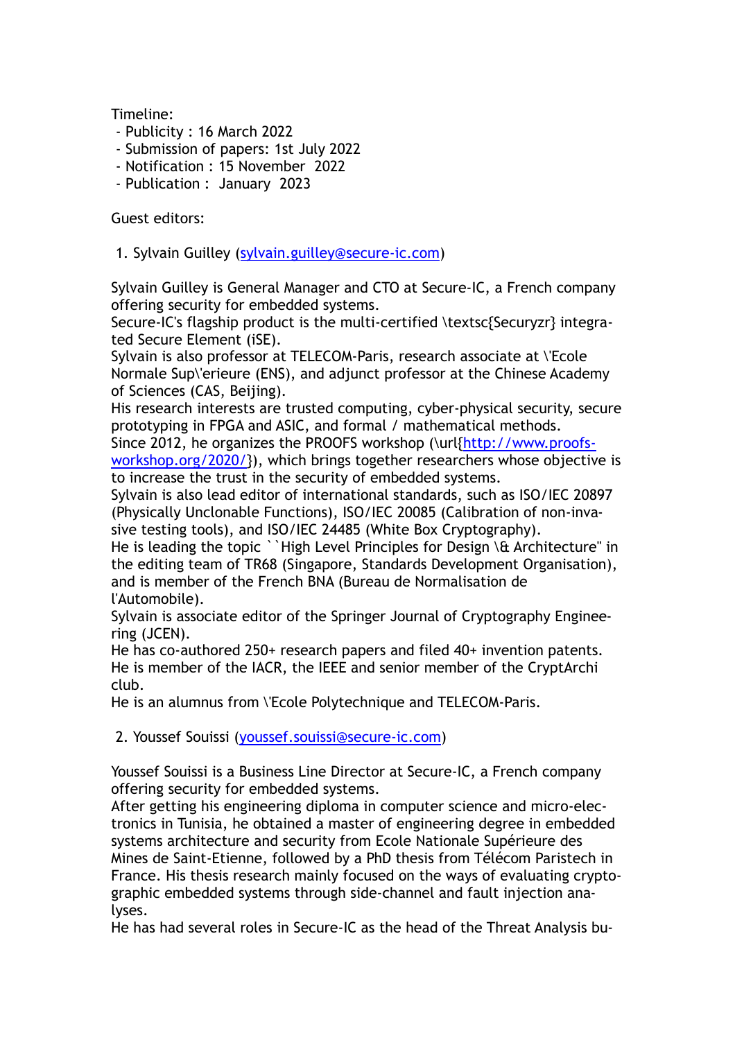Timeline:

- Publicity : 16 March 2022
- Submission of papers: 1st July 2022
- Notification : 15 November 2022
- Publication : January 2023

Guest editors:

1. Sylvain Guilley (sylvain.guilley@secure-ic.com)

Sylvain Guilley is General Manager and CTO at Secure-IC, a French company offering security for embedded systems.
Secure-IC's flagship product is the multi-certified \textsc{Securyzr} integrated Secure Element (iSE).
Sylvain is also professor at TELECOM-Paris, research associate at \'Ecole Normale Sup\'erieure (ENS), and adjunct professor at the Chinese Academy of Sciences (CAS, Beijing).
His research interests are trusted computing, cyber-physical security, secure prototyping in FPGA and ASIC, and formal / mathematical methods.
Since 2012, he organizes the PROOFS workshop (\url{http://www.proofs-workshop.org/2020/}), which brings together researchers whose objective is to increase the trust in the security of embedded systems.
Sylvain is also lead editor of international standards, such as ISO/IEC 20897 (Physically Unclonable Functions), ISO/IEC 20085 (Calibration of non-invasive testing tools), and ISO/IEC 24485 (White Box Cryptography).
He is leading the topic ``High Level Principles for Design \& Architecture'' in the editing team of TR68 (Singapore, Standards Development Organisation), and is member of the French BNA (Bureau de Normalisation de l'Automobile).
Sylvain is associate editor of the Springer Journal of Cryptography Engineering (JCEN).
He has co-authored 250+ research papers and filed 40+ invention patents.
He is member of the IACR, the IEEE and senior member of the CryptArchi club.
He is an alumnus from \'Ecole Polytechnique and TELECOM-Paris.

2. Youssef Souissi (youssef.souissi@secure-ic.com)

Youssef Souissi is a Business Line Director at Secure-IC, a French company offering security for embedded systems.
After getting his engineering diploma in computer science and micro-electronics in Tunisia, he obtained a master of engineering degree in embedded systems architecture and security from Ecole Nationale Supérieure des Mines de Saint-Etienne, followed by a PhD thesis from Télécom Paristech in France. His thesis research mainly focused on the ways of evaluating cryptographic embedded systems through side-channel and fault injection analyses.
He has had several roles in Secure-IC as the head of the Threat Analysis bu-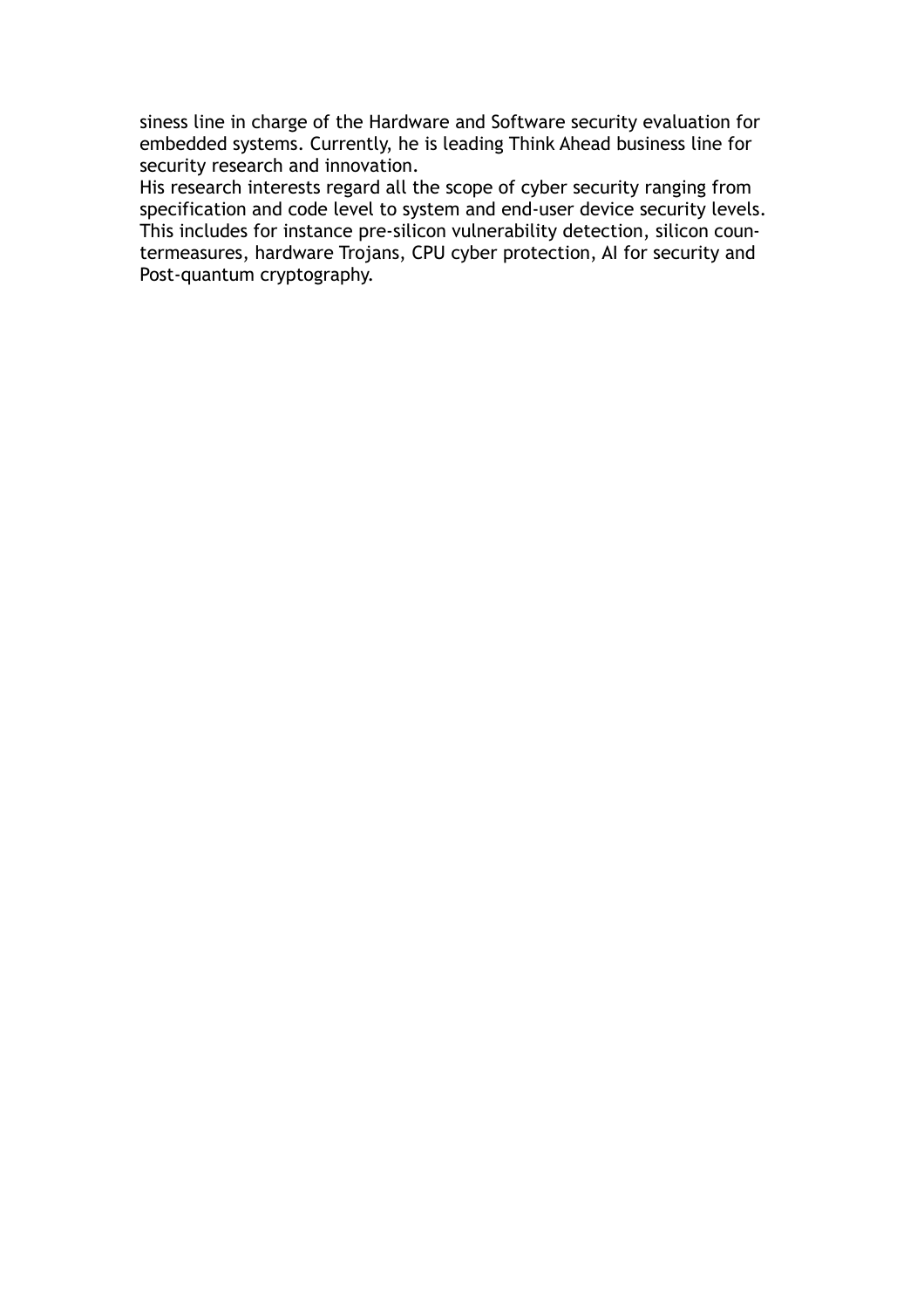siness line in charge of the Hardware and Software security evaluation for embedded systems. Currently, he is leading Think Ahead business line for security research and innovation.
His research interests regard all the scope of cyber security ranging from specification and code level to system and end-user device security levels. This includes for instance pre-silicon vulnerability detection, silicon countermeasures, hardware Trojans, CPU cyber protection, AI for security and Post-quantum cryptography.